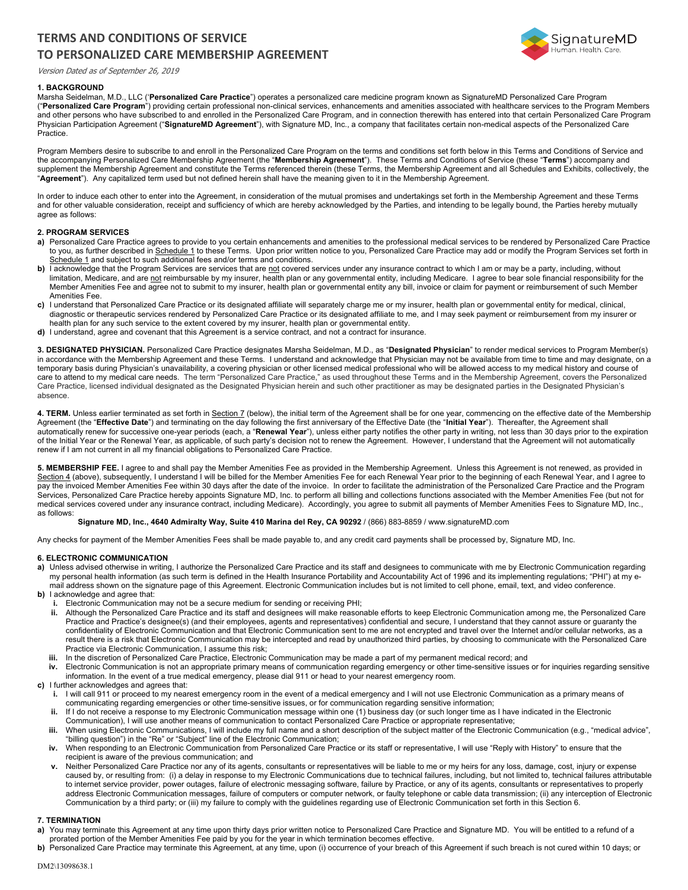# TERMS AND CONDITIONS OF SERVICE
# TO PERSONALIZED CARE MEMBERSHIP AGREEMENT

*Version Dated as of September 26, 2019*

**1. BACKGROUND**

Marsha Seidelman, M.D., LLC ('**Personalized Care Practice**") operates a personalized care medicine program known as SignatureMD Personalized Care Program ("**Personalized Care Program**") providing certain professional non-clinical services, enhancements and amenities associated with healthcare services to the Program Members and other persons who have subscribed to and enrolled in the Personalized Care Program, and in connection therewith has entered into that certain Personalized Care Program Physician Participation Agreement ("**SignatureMD Agreement**"), with Signature MD, Inc., a company that facilitates certain non-medical aspects of the Personalized Care Practice.

Program Members desire to subscribe to and enroll in the Personalized Care Program on the terms and conditions set forth below in this Terms and Conditions of Service and the accompanying Personalized Care Membership Agreement (the "**Membership Agreement**"). These Terms and Conditions of Service (these "**Terms**") accompany and supplement the Membership Agreement and constitute the Terms referenced therein (these Terms, the Membership Agreement and all Schedules and Exhibits, collectively, the "**Agreement**"). Any capitalized term used but not defined herein shall have the meaning given to it in the Membership Agreement.

In order to induce each other to enter into the Agreement, in consideration of the mutual promises and undertakings set forth in the Membership Agreement and these Terms and for other valuable consideration, receipt and sufficiency of which are hereby acknowledged by the Parties, and intending to be legally bound, the Parties hereby mutually agree as follows:

**2. PROGRAM SERVICES**

- **a)** Personalized Care Practice agrees to provide to you certain enhancements and amenities to the professional medical services to be rendered by Personalized Care Practice to you, as further described in Schedule 1 to these Terms. Upon prior written notice to you, Personalized Care Practice may add or modify the Program Services set forth in Schedule 1 and subject to such additional fees and/or terms and conditions.
- **b)** I acknowledge that the Program Services are services that are not covered services under any insurance contract to which I am or may be a party, including, without limitation, Medicare, and are not reimbursable by my insurer, health plan or any governmental entity, including Medicare. I agree to bear sole financial responsibility for the Member Amenities Fee and agree not to submit to my insurer, health plan or governmental entity any bill, invoice or claim for payment or reimbursement of such Member Amenities Fee.
- **c)** I understand that Personalized Care Practice or its designated affiliate will separately charge me or my insurer, health plan or governmental entity for medical, clinical, diagnostic or therapeutic services rendered by Personalized Care Practice or its designated affiliate to me, and I may seek payment or reimbursement from my insurer or health plan for any such service to the extent covered by my insurer, health plan or governmental entity.
- **d)** I understand, agree and covenant that this Agreement is a service contract, and not a contract for insurance.

**3. DESIGNATED PHYSICIAN.** Personalized Care Practice designates Marsha Seidelman, M.D., as "**Designated Physician**" to render medical services to Program Member(s) in accordance with the Membership Agreement and these Terms. I understand and acknowledge that Physician may not be available from time to time and may designate, on a temporary basis during Physician's unavailability, a covering physician or other licensed medical professional who will be allowed access to my medical history and course of care to attend to my medical care needs. The term "Personalized Care Practice," as used throughout these Terms and in the Membership Agreement, covers the Personalized Care Practice, licensed individual designated as the Designated Physician herein and such other practitioner as may be designated parties in the Designated Physician's absence.

**4. TERM.** Unless earlier terminated as set forth in Section 7 (below), the initial term of the Agreement shall be for one year, commencing on the effective date of the Membership Agreement (the "**Effective Date**") and terminating on the day following the first anniversary of the Effective Date (the "**Initial Year**"). Thereafter, the Agreement shall automatically renew for successive one-year periods (each, a "**Renewal Year**"), unless either party notifies the other party in writing, not less than 30 days prior to the expiration of the Initial Year or the Renewal Year, as applicable, of such party's decision not to renew the Agreement. However, I understand that the Agreement will not automatically renew if I am not current in all my financial obligations to Personalized Care Practice.

**5. MEMBERSHIP FEE.** I agree to and shall pay the Member Amenities Fee as provided in the Membership Agreement. Unless this Agreement is not renewed, as provided in Section 4 (above), subsequently, I understand I will be billed for the Member Amenities Fee for each Renewal Year prior to the beginning of each Renewal Year, and I agree to pay the invoiced Member Amenities Fee within 30 days after the date of the invoice. In order to facilitate the administration of the Personalized Care Practice and the Program Services, Personalized Care Practice hereby appoints Signature MD, Inc. to perform all billing and collections functions associated with the Member Amenities Fee (but not for medical services covered under any insurance contract, including Medicare). Accordingly, you agree to submit all payments of Member Amenities Fees to Signature MD, Inc., as follows:

**Signature MD, Inc., 4640 Admiralty Way, Suite 410 Marina del Rey, CA 90292** / (866) 883-8859 / www.signatureMD.com

Any checks for payment of the Member Amenities Fees shall be made payable to, and any credit card payments shall be processed by, Signature MD, Inc.

**6. ELECTRONIC COMMUNICATION**

- **a)** Unless advised otherwise in writing, I authorize the Personalized Care Practice and its staff and designees to communicate with me by Electronic Communication regarding my personal health information (as such term is defined in the Health Insurance Portability and Accountability Act of 1996 and its implementing regulations; "PHI") at my e-mail address shown on the signature page of this Agreement. Electronic Communication includes but is not limited to cell phone, email, text, and video conference.
- **b)** I acknowledge and agree that:
  - **i.** Electronic Communication may not be a secure medium for sending or receiving PHI;
  - **ii.** Although the Personalized Care Practice and its staff and designees will make reasonable efforts to keep Electronic Communication among me, the Personalized Care Practice and Practice's designee(s) (and their employees, agents and representatives) confidential and secure, I understand that they cannot assure or guaranty the confidentiality of Electronic Communication and that Electronic Communication sent to me are not encrypted and travel over the Internet and/or cellular networks, as a result there is a risk that Electronic Communication may be intercepted and read by unauthorized third parties, by choosing to communicate with the Personalized Care Practice via Electronic Communication, I assume this risk;
  - **iii.** In the discretion of Personalized Care Practice, Electronic Communication may be made a part of my permanent medical record; and
  - **iv.** Electronic Communication is not an appropriate primary means of communication regarding emergency or other time-sensitive issues or for inquiries regarding sensitive information. In the event of a true medical emergency, please dial 911 or head to your nearest emergency room.
- **c)** I further acknowledges and agrees that:
  - **i.** I will call 911 or proceed to my nearest emergency room in the event of a medical emergency and I will not use Electronic Communication as a primary means of communicating regarding emergencies or other time-sensitive issues, or for communication regarding sensitive information;
  - **ii.** If I do not receive a response to my Electronic Communication message within one (1) business day (or such longer time as I have indicated in the Electronic Communication), I will use another means of communication to contact Personalized Care Practice or appropriate representative;
  - **iii.** When using Electronic Communications, I will include my full name and a short description of the subject matter of the Electronic Communication (e.g., "medical advice", "billing question") in the "Re" or "Subject" line of the Electronic Communication;
  - **iv.** When responding to an Electronic Communication from Personalized Care Practice or its staff or representative, I will use "Reply with History" to ensure that the recipient is aware of the previous communication; and
  - **v.** Neither Personalized Care Practice nor any of its agents, consultants or representatives will be liable to me or my heirs for any loss, damage, cost, injury or expense caused by, or resulting from: (i) a delay in response to my Electronic Communications due to technical failures, including, but not limited to, technical failures attributable to internet service provider, power outages, failure of electronic messaging software, failure by Practice, or any of its agents, consultants or representatives to properly address Electronic Communication messages, failure of computers or computer network, or faulty telephone or cable data transmission; (ii) any interception of Electronic Communication by a third party; or (iii) my failure to comply with the guidelines regarding use of Electronic Communication set forth in this Section 6.

**7. TERMINATION**

- **a)** You may terminate this Agreement at any time upon thirty days prior written notice to Personalized Care Practice and Signature MD. You will be entitled to a refund of a prorated portion of the Member Amenities Fee paid by you for the year in which termination becomes effective.
- **b)** Personalized Care Practice may terminate this Agreement, at any time, upon (i) occurrence of your breach of this Agreement if such breach is not cured within 10 days; or

DM2\13098638.1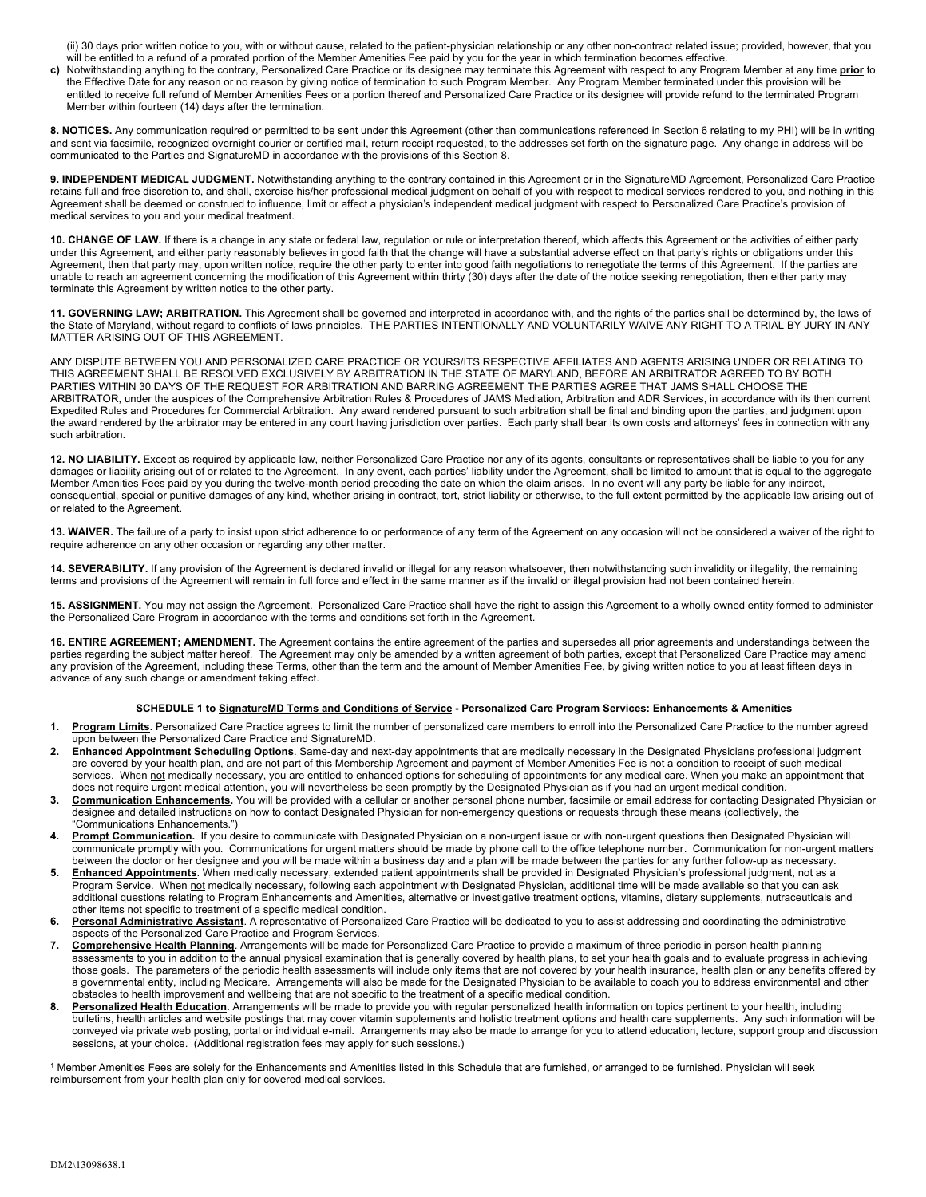(ii) 30 days prior written notice to you, with or without cause, related to the patient-physician relationship or any other non-contract related issue; provided, however, that you will be entitled to a refund of a prorated portion of the Member Amenities Fee paid by you for the year in which termination becomes effective.

**c)** Notwithstanding anything to the contrary, Personalized Care Practice or its designee may terminate this Agreement with respect to any Program Member at any time **prior** to the Effective Date for any reason or no reason by giving notice of termination to such Program Member. Any Program Member terminated under this provision will be entitled to receive full refund of Member Amenities Fees or a portion thereof and Personalized Care Practice or its designee will provide refund to the terminated Program Member within fourteen (14) days after the termination.

**8. NOTICES.** Any communication required or permitted to be sent under this Agreement (other than communications referenced in Section 6 relating to my PHI) will be in writing and sent via facsimile, recognized overnight courier or certified mail, return receipt requested, to the addresses set forth on the signature page. Any change in address will be communicated to the Parties and SignatureMD in accordance with the provisions of this Section 8.

**9. INDEPENDENT MEDICAL JUDGMENT.** Notwithstanding anything to the contrary contained in this Agreement or in the SignatureMD Agreement, Personalized Care Practice retains full and free discretion to, and shall, exercise his/her professional medical judgment on behalf of you with respect to medical services rendered to you, and nothing in this Agreement shall be deemed or construed to influence, limit or affect a physician's independent medical judgment with respect to Personalized Care Practice's provision of medical services to you and your medical treatment.

**10. CHANGE OF LAW.** If there is a change in any state or federal law, regulation or rule or interpretation thereof, which affects this Agreement or the activities of either party under this Agreement, and either party reasonably believes in good faith that the change will have a substantial adverse effect on that party's rights or obligations under this Agreement, then that party may, upon written notice, require the other party to enter into good faith negotiations to renegotiate the terms of this Agreement. If the parties are unable to reach an agreement concerning the modification of this Agreement within thirty (30) days after the date of the notice seeking renegotiation, then either party may terminate this Agreement by written notice to the other party.

**11. GOVERNING LAW; ARBITRATION.** This Agreement shall be governed and interpreted in accordance with, and the rights of the parties shall be determined by, the laws of the State of Maryland, without regard to conflicts of laws principles. THE PARTIES INTENTIONALLY AND VOLUNTARILY WAIVE ANY RIGHT TO A TRIAL BY JURY IN ANY MATTER ARISING OUT OF THIS AGREEMENT.

ANY DISPUTE BETWEEN YOU AND PERSONALIZED CARE PRACTICE OR YOURS/ITS RESPECTIVE AFFILIATES AND AGENTS ARISING UNDER OR RELATING TO THIS AGREEMENT SHALL BE RESOLVED EXCLUSIVELY BY ARBITRATION IN THE STATE OF MARYLAND, BEFORE AN ARBITRATOR AGREED TO BY BOTH PARTIES WITHIN 30 DAYS OF THE REQUEST FOR ARBITRATION AND BARRING AGREEMENT THE PARTIES AGREE THAT JAMS SHALL CHOOSE THE ARBITRATOR, under the auspices of the Comprehensive Arbitration Rules & Procedures of JAMS Mediation, Arbitration and ADR Services, in accordance with its then current Expedited Rules and Procedures for Commercial Arbitration. Any award rendered pursuant to such arbitration shall be final and binding upon the parties, and judgment upon the award rendered by the arbitrator may be entered in any court having jurisdiction over parties. Each party shall bear its own costs and attorneys' fees in connection with any such arbitration.

**12. NO LIABILITY.** Except as required by applicable law, neither Personalized Care Practice nor any of its agents, consultants or representatives shall be liable to you for any damages or liability arising out of or related to the Agreement. In any event, each parties' liability under the Agreement, shall be limited to amount that is equal to the aggregate Member Amenities Fees paid by you during the twelve-month period preceding the date on which the claim arises. In no event will any party be liable for any indirect, consequential, special or punitive damages of any kind, whether arising in contract, tort, strict liability or otherwise, to the full extent permitted by the applicable law arising out of or related to the Agreement.

**13. WAIVER.** The failure of a party to insist upon strict adherence to or performance of any term of the Agreement on any occasion will not be considered a waiver of the right to require adherence on any other occasion or regarding any other matter.

**14. SEVERABILITY.** If any provision of the Agreement is declared invalid or illegal for any reason whatsoever, then notwithstanding such invalidity or illegality, the remaining terms and provisions of the Agreement will remain in full force and effect in the same manner as if the invalid or illegal provision had not been contained herein.

**15. ASSIGNMENT.** You may not assign the Agreement. Personalized Care Practice shall have the right to assign this Agreement to a wholly owned entity formed to administer the Personalized Care Program in accordance with the terms and conditions set forth in the Agreement.

**16. ENTIRE AGREEMENT; AMENDMENT.** The Agreement contains the entire agreement of the parties and supersedes all prior agreements and understandings between the parties regarding the subject matter hereof. The Agreement may only be amended by a written agreement of both parties, except that Personalized Care Practice may amend any provision of the Agreement, including these Terms, other than the term and the amount of Member Amenities Fee, by giving written notice to you at least fifteen days in advance of any such change or amendment taking effect.

### SCHEDULE 1 to SignatureMD Terms and Conditions of Service - Personalized Care Program Services: Enhancements & Amenities

1. **Program Limits**. Personalized Care Practice agrees to limit the number of personalized care members to enroll into the Personalized Care Practice to the number agreed upon between the Personalized Care Practice and SignatureMD.
2. **Enhanced Appointment Scheduling Options**. Same-day and next-day appointments that are medically necessary in the Designated Physicians professional judgment are covered by your health plan, and are not part of this Membership Agreement and payment of Member Amenities Fee is not a condition to receipt of such medical services. When not medically necessary, you are entitled to enhanced options for scheduling of appointments for any medical care. When you make an appointment that does not require urgent medical attention, you will nevertheless be seen promptly by the Designated Physician as if you had an urgent medical condition.
3. **Communication Enhancements.** You will be provided with a cellular or another personal phone number, facsimile or email address for contacting Designated Physician or designee and detailed instructions on how to contact Designated Physician for non-emergency questions or requests through these means (collectively, the "Communications Enhancements.")
4. **Prompt Communication.** If you desire to communicate with Designated Physician on a non-urgent issue or with non-urgent questions then Designated Physician will communicate promptly with you. Communications for urgent matters should be made by phone call to the office telephone number. Communication for non-urgent matters between the doctor or her designee and you will be made within a business day and a plan will be made between the parties for any further follow-up as necessary.
5. **Enhanced Appointments**. When medically necessary, extended patient appointments shall be provided in Designated Physician's professional judgment, not as a Program Service. When not medically necessary, following each appointment with Designated Physician, additional time will be made available so that you can ask additional questions relating to Program Enhancements and Amenities, alternative or investigative treatment options, vitamins, dietary supplements, nutraceuticals and other items not specific to treatment of a specific medical condition.
6. **Personal Administrative Assistant**. A representative of Personalized Care Practice will be dedicated to you to assist addressing and coordinating the administrative aspects of the Personalized Care Practice and Program Services.
7. **Comprehensive Health Planning**. Arrangements will be made for Personalized Care Practice to provide a maximum of three periodic in person health planning assessments to you in addition to the annual physical examination that is generally covered by health plans, to set your health goals and to evaluate progress in achieving those goals. The parameters of the periodic health assessments will include only items that are not covered by your health insurance, health plan or any benefits offered by a governmental entity, including Medicare. Arrangements will also be made for the Designated Physician to be available to coach you to address environmental and other obstacles to health improvement and wellbeing that are not specific to the treatment of a specific medical condition.
8. **Personalized Health Education.** Arrangements will be made to provide you with regular personalized health information on topics pertinent to your health, including bulletins, health articles and website postings that may cover vitamin supplements and holistic treatment options and health care supplements. Any such information will be conveyed via private web posting, portal or individual e-mail. Arrangements may also be made to arrange for you to attend education, lecture, support group and discussion sessions, at your choice. (Additional registration fees may apply for such sessions.)

[1] Member Amenities Fees are solely for the Enhancements and Amenities listed in this Schedule that are furnished, or arranged to be furnished. Physician will seek reimbursement from your health plan only for covered medical services.

DM2\13098638.1